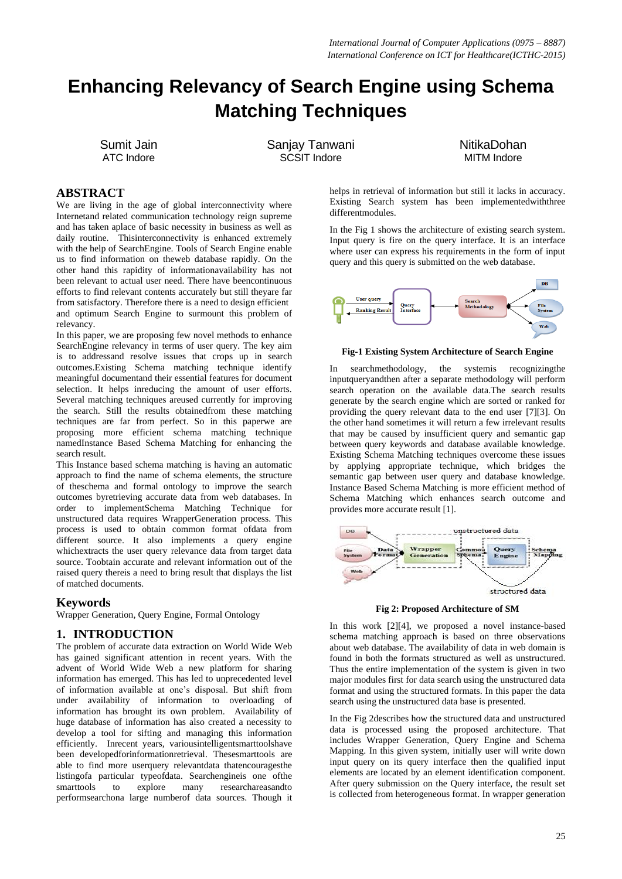# Enhancing Relevancy of Search Engine using Schema Matching Techniques

Sumit Jain
ATC Indore

Sanjay Tanwani
SCSIT Indore

NitikaDohan
MITM Indore

## ABSTRACT

We are living in the age of global interconnectivity where Internetand related communication technology reign supreme and has taken aplace of basic necessity in business as well as daily routine. Thisinterconnectivity is enhanced extremely with the help of SearchEngine. Tools of Search Engine enable us to find information on theweb database rapidly. On the other hand this rapidity of informationavailability has not been relevant to actual user need. There have beencontinuous efforts to find relevant contents accurately but still theyare far from satisfactory. Therefore there is a need to design efficient and optimum Search Engine to surmount this problem of relevancy.

In this paper, we are proposing few novel methods to enhance SearchEngine relevancy in terms of user query. The key aim is to addressand resolve issues that crops up in search outcomes.Existing Schema matching technique identify meaningful documentand their essential features for document selection. It helps inreducing the amount of user efforts. Several matching techniques areused currently for improving the search. Still the results obtainedfrom these matching techniques are far from perfect. So in this paperwe are proposing more efficient schema matching technique namedInstance Based Schema Matching for enhancing the search result.

This Instance based schema matching is having an automatic approach to find the name of schema elements, the structure of theschema and formal ontology to improve the search outcomes byretrieving accurate data from web databases. In order to implementSchema Matching Technique for unstructured data requires WrapperGeneration process. This process is used to obtain common format ofdata from different source. It also implements a query engine whichextracts the user query relevance data from target data source. Toobtain accurate and relevant information out of the raised query thereis a need to bring result that displays the list of matched documents.

## Keywords

Wrapper Generation, Query Engine, Formal Ontology

## 1. INTRODUCTION

The problem of accurate data extraction on World Wide Web has gained significant attention in recent years. With the advent of World Wide Web a new platform for sharing information has emerged. This has led to unprecedented level of information available at one's disposal. But shift from under availability of information to overloading of information has brought its own problem. Availability of huge database of information has also created a necessity to develop a tool for sifting and managing this information efficiently. Inrecent years, variousintelligentsmarttoolshave been developedforinformationretrieval. Thesesmarttools are able to find more userquery relevantdata thatencouragesthe listingofa particular typeofdata. Searchengineis one ofthe smarttools to explore many researchareasandto performsearchona large numberof data sources. Though it helps in retrieval of information but still it lacks in accuracy. Existing Search system has been implementedwiththree differentmodules.

In the Fig 1 shows the architecture of existing search system. Input query is fire on the query interface. It is an interface where user can express his requirements in the form of input query and this query is submitted on the web database.

**Fig-1 Existing System Architecture of Search Engine**

In searchmethodology, the systemis recognizingthe inputqueryandthen after a separate methodology will perform search operation on the available data.The search results generate by the search engine which are sorted or ranked for providing the query relevant data to the end user [7][3]. On the other hand sometimes it will return a few irrelevant results that may be caused by insufficient query and semantic gap between query keywords and database available knowledge. Existing Schema Matching techniques overcome these issues by applying appropriate technique, which bridges the semantic gap between user query and database knowledge. Instance Based Schema Matching is more efficient method of Schema Matching which enhances search outcome and provides more accurate result [1].

**Fig 2: Proposed Architecture of SM**

In this work [2][4], we proposed a novel instance-based schema matching approach is based on three observations about web database. The availability of data in web domain is found in both the formats structured as well as unstructured. Thus the entire implementation of the system is given in two major modules first for data search using the unstructured data format and using the structured formats. In this paper the data search using the unstructured data base is presented.

In the Fig 2describes how the structured data and unstructured data is processed using the proposed architecture. That includes Wrapper Generation, Query Engine and Schema Mapping. In this given system, initially user will write down input query on its query interface then the qualified input elements are located by an element identification component. After query submission on the Query interface, the result set is collected from heterogeneous format. In wrapper generation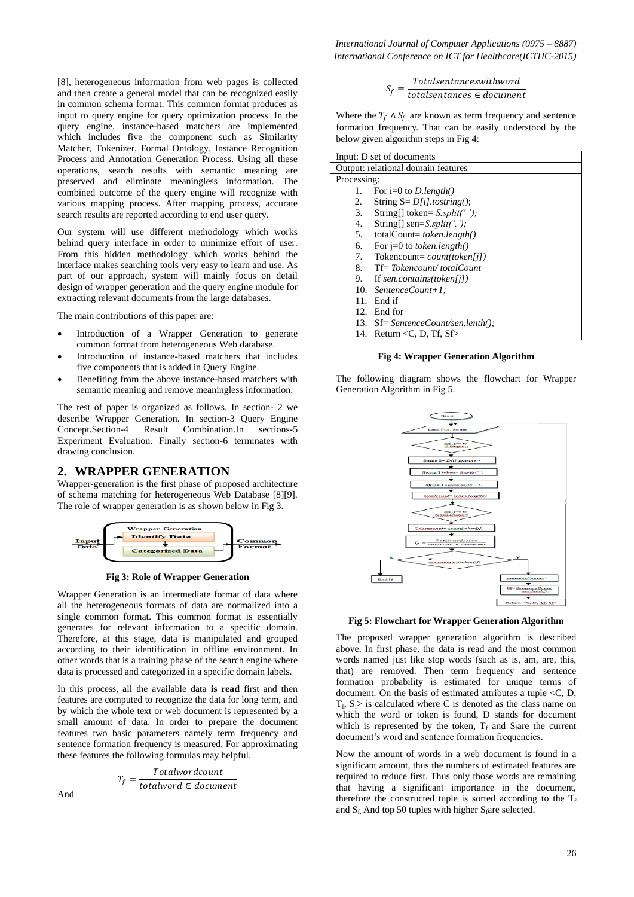[8], heterogeneous information from web pages is collected and then create a general model that can be recognized easily in common schema format. This common format produces as input to query engine for query optimization process. In the query engine, instance-based matchers are implemented which includes five the component such as Similarity Matcher, Tokenizer, Formal Ontology, Instance Recognition Process and Annotation Generation Process. Using all these operations, search results with semantic meaning are preserved and eliminate meaningless information. The combined outcome of the query engine will recognize with various mapping process. After mapping process, accurate search results are reported according to end user query.

Our system will use different methodology which works behind query interface in order to minimize effort of user. From this hidden methodology which works behind the interface makes searching tools very easy to learn and use. As part of our approach, system will mainly focus on detail design of wrapper generation and the query engine module for extracting relevant documents from the large databases.

The main contributions of this paper are:

- Introduction of a Wrapper Generation to generate common format from heterogeneous Web database.
- Introduction of instance-based matchers that includes five components that is added in Query Engine.
- Benefiting from the above instance-based matchers with semantic meaning and remove meaningless information.

The rest of paper is organized as follows. In section- 2 we describe Wrapper Generation. In section-3 Query Engine Concept.Section-4 Result Combination.In sections-5 Experiment Evaluation. Finally section-6 terminates with drawing conclusion.

## 2. WRAPPER GENERATION

Wrapper-generation is the first phase of proposed architecture of schema matching for heterogeneous Web Database [8][9]. The role of wrapper generation is as shown below in Fig 3.

**Fig 3: Role of Wrapper Generation**

Wrapper Generation is an intermediate format of data where all the heterogeneous formats of data are normalized into a single common format. This common format is essentially generates for relevant information to a specific domain. Therefore, at this stage, data is manipulated and grouped according to their identification in offline environment. In other words that is a training phase of the search engine where data is processed and categorized in a specific domain labels.

In this process, all the available data **is read** first and then features are computed to recognize the data for long term, and by which the whole text or web document is represented by a small amount of data. In order to prepare the document features two basic parameters namely term frequency and sentence formation frequency is measured. For approximating these features the following formulas may helpful.

$$T_f = \frac{Totalwordcount}{totalword \in document}$$

And

$$S_f = \frac{Totalsentanceswithword}{totalsentances \in document}$$

Where the $T_f \wedge S_f$ are known as term frequency and sentence formation frequency. That can be easily understood by the below given algorithm steps in Fig 4:

```
Input: D set of documents
Output: relational domain features
Processing:
  1.  For i=0 to D.length()
  2.  String S= D[i].tostring();
  3.  String[] token= S.split(' ');
  4.  String[] sen=S.split('.');
  5.  totalCount= token.length()
  6.  For j=0 to token.length()
  7.  Tokencount= count(token[j])
  8.  Tf= Tokencount/ totalCount
  9.  If sen.contains(token[j])
  10. SentenceCount+1;
  11. End if
  12. End for
  13. Sf= SentenceCount/sen.lenth();
  14. Return <C, D, Tf, Sf>
```

**Fig 4: Wrapper Generation Algorithm**

The following diagram shows the flowchart for Wrapper Generation Algorithm in Fig 5.

**Fig 5: Flowchart for Wrapper Generation Algorithm**

The proposed wrapper generation algorithm is described above. In first phase, the data is read and the most common words named just like stop words (such as is, am, are, this, that) are removed. Then term frequency and sentence formation probability is estimated for unique terms of document. On the basis of estimated attributes a tuple <C, D, $T_f$, $S_f$> is calculated where C is denoted as the class name on which the word or token is found, D stands for document which is represented by the token, $T_f$ and $S_f$are the current document's word and sentence formation frequencies.

Now the amount of words in a web document is found in a significant amount, thus the numbers of estimated features are required to reduce first. Thus only those words are remaining that having a significant importance in the document, therefore the constructed tuple is sorted according to the $T_f$ and $S_f$. And top 50 tuples with higher $S_f$are selected.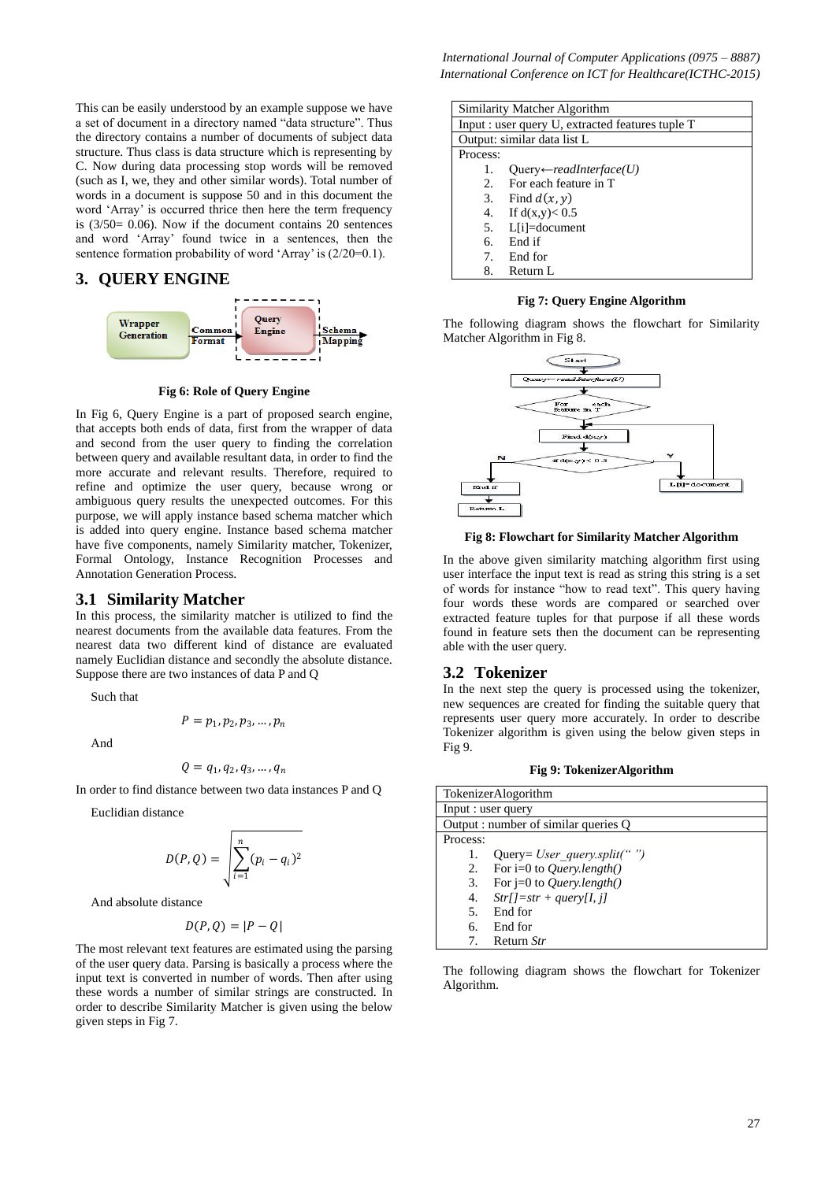This can be easily understood by an example suppose we have a set of document in a directory named "data structure". Thus the directory contains a number of documents of subject data structure. Thus class is data structure which is representing by C. Now during data processing stop words will be removed (such as I, we, they and other similar words). Total number of words in a document is suppose 50 and in this document the word 'Array' is occurred thrice then here the term frequency is (3/50= 0.06). Now if the document contains 20 sentences and word 'Array' found twice in a sentences, then the sentence formation probability of word 'Array' is (2/20=0.1).

## 3. QUERY ENGINE

Fig 6: Role of Query Engine

In Fig 6, Query Engine is a part of proposed search engine, that accepts both ends of data, first from the wrapper of data and second from the user query to finding the correlation between query and available resultant data, in order to find the more accurate and relevant results. Therefore, required to refine and optimize the user query, because wrong or ambiguous query results the unexpected outcomes. For this purpose, we will apply instance based schema matcher which is added into query engine. Instance based schema matcher have five components, namely Similarity matcher, Tokenizer, Formal Ontology, Instance Recognition Processes and Annotation Generation Process.

### 3.1 Similarity Matcher

In this process, the similarity matcher is utilized to find the nearest documents from the available data features. From the nearest data two different kind of distance are evaluated namely Euclidian distance and secondly the absolute distance. Suppose there are two instances of data P and Q

Such that

$$P = p_1, p_2, p_3, \ldots, p_n$$

And

$$Q = q_1, q_2, q_3, \ldots, q_n$$

In order to find distance between two data instances P and Q

Euclidian distance

$$D(P,Q) = \sqrt{\sum_{i=1}^{n}(p_i - q_i)^2}$$

And absolute distance

$$D(P,Q) = |P - Q|$$

The most relevant text features are estimated using the parsing of the user query data. Parsing is basically a process where the input text is converted in number of words. Then after using these words a number of similar strings are constructed. In order to describe Similarity Matcher is given using the below given steps in Fig 7.

| Similarity Matcher Algorithm |
|---|
| Input : user query U, extracted features tuple T |
| Output: similar data list L |
| Process:<br>1. Query←*readInterface(U)*<br>2. For each feature in T<br>3. Find $d(x,y)$<br>4. If d(x,y)< 0.5<br>5. L[i]=document<br>6. End if<br>7. End for<br>8. Return L |

**Fig 7: Query Engine Algorithm**

The following diagram shows the flowchart for Similarity Matcher Algorithm in Fig 8.

**Fig 8: Flowchart for Similarity Matcher Algorithm**

In the above given similarity matching algorithm first using user interface the input text is read as string this string is a set of words for instance "how to read text". This query having four words these words are compared or searched over extracted feature tuples for that purpose if all these words found in feature sets then the document can be representing able with the user query.

### 3.2 Tokenizer

In the next step the query is processed using the tokenizer, new sequences are created for finding the suitable query that represents user query more accurately. In order to describe Tokenizer algorithm is given using the below given steps in Fig 9.

**Fig 9: TokenizerAlgorithm**

| TokenizerAlogorithm |
|---|
| Input : user query |
| Output : number of similar queries Q |
| Process:<br>1. Query= *User_query.split(" ")*<br>2. For i=0 to *Query.length()*<br>3. For j=0 to *Query.length()*<br>4. *Str[]=str + query[I, j]*<br>5. End for<br>6. End for<br>7. Return *Str* |

The following diagram shows the flowchart for Tokenizer Algorithm.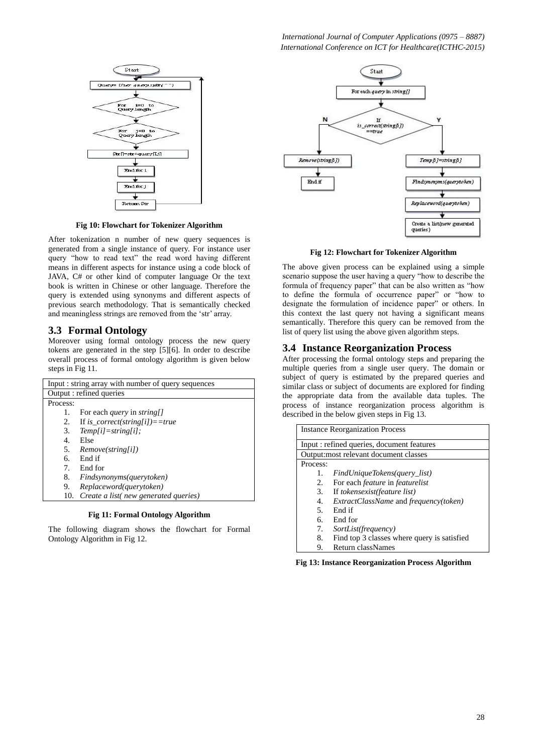Fig 10: Flowchart for Tokenizer Algorithm

After tokenization n number of new query sequences is generated from a single instance of query. For instance user query "how to read text" the read word having different means in different aspects for instance using a code block of JAVA, C# or other kind of computer language Or the text book is written in Chinese or other language. Therefore the query is extended using synonyms and different aspects of previous search methodology. That is semantically checked and meaningless strings are removed from the 'str' array.

### 3.3 Formal Ontology

Moreover using formal ontology process the new query tokens are generated in the step [5][6]. In order to describe overall process of formal ontology algorithm is given below steps in Fig 11.

Input : string array with number of query sequences

Output : refined queries

Process:

1. For each *query* in *string[]*
2. If *is_correct(string[i])==true*
3. *Temp[i]=string[i];*
4. Else
5. *Remove(string[i])*
6. End if
7. End for
8. *Findsynonyms(querytoken)*
9. *Replaceword(querytoken)*
10. *Create a list( new generated queries)*

**Fig 11: Formal Ontology Algorithm**

The following diagram shows the flowchart for Formal Ontology Algorithm in Fig 12.

**Fig 12: Flowchart for Tokenizer Algorithm**

The above given process can be explained using a simple scenario suppose the user having a query "how to describe the formula of frequency paper" that can be also written as "how to define the formula of occurrence paper" or "how to designate the formulation of incidence paper" or others. In this context the last query not having a significant means semantically. Therefore this query can be removed from the list of query list using the above given algorithm steps.

### 3.4 Instance Reorganization Process

After processing the formal ontology steps and preparing the multiple queries from a single user query. The domain or subject of query is estimated by the prepared queries and similar class or subject of documents are explored for finding the appropriate data from the available data tuples. The process of instance reorganization process algorithm is described in the below given steps in Fig 13.

Instance Reorganization Process

Input : refined queries, document features

Output:most relevant document classes

Process:

1. *FindUniqueTokens(query_list)*
2. For each *feature* in *featurelist*
3. If *tokensexist(feature list)*
4. *ExtractClassName* and *frequency(token)*
5. End if
6. End for
7. *SortList(frequency)*
8. Find top 3 classes where query is satisfied
9. Return classNames

**Fig 13: Instance Reorganization Process Algorithm**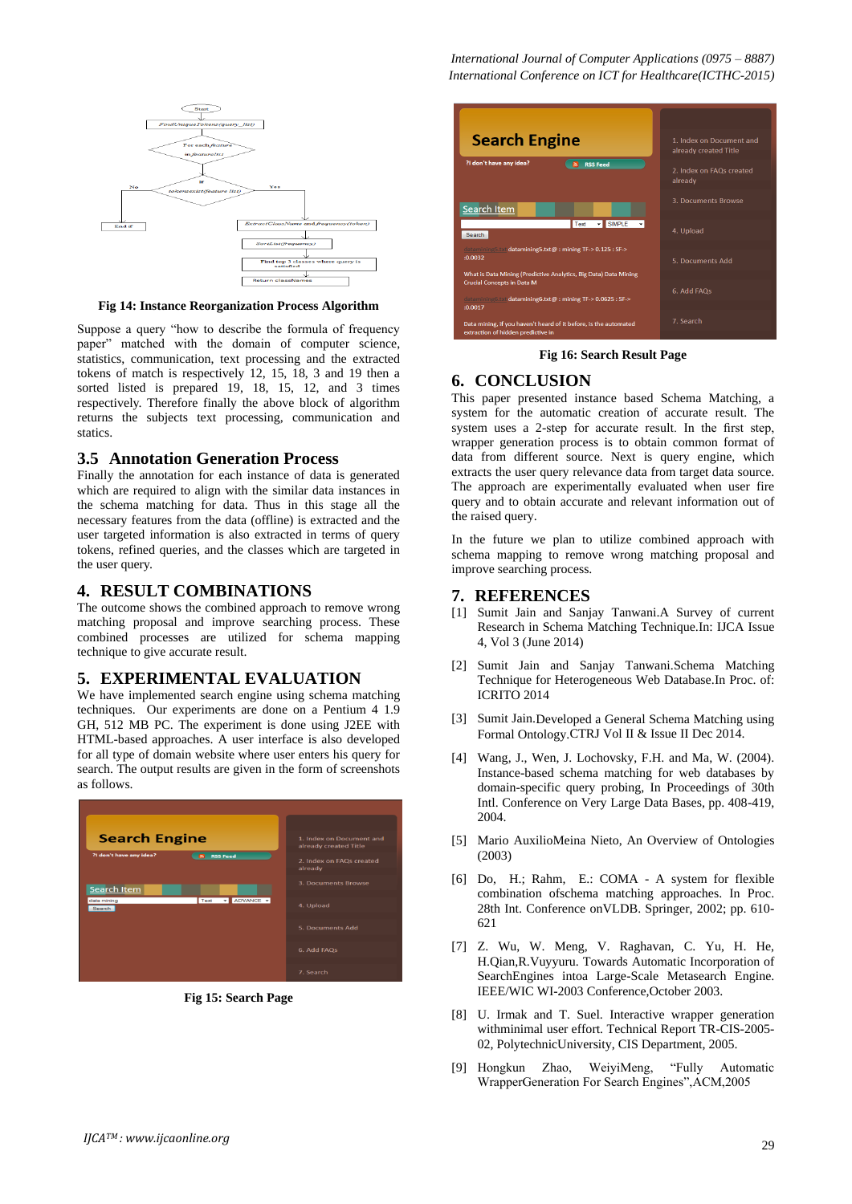Fig 14: Instance Reorganization Process Algorithm

Suppose a query "how to describe the formula of frequency paper" matched with the domain of computer science, statistics, communication, text processing and the extracted tokens of match is respectively 12, 15, 18, 3 and 19 then a sorted listed is prepared 19, 18, 15, 12, and 3 times respectively. Therefore finally the above block of algorithm returns the subjects text processing, communication and statics.

### 3.5 Annotation Generation Process

Finally the annotation for each instance of data is generated which are required to align with the similar data instances in the schema matching for data. Thus in this stage all the necessary features from the data (offline) is extracted and the user targeted information is also extracted in terms of query tokens, refined queries, and the classes which are targeted in the user query.

## 4. RESULT COMBINATIONS

The outcome shows the combined approach to remove wrong matching proposal and improve searching process. These combined processes are utilized for schema mapping technique to give accurate result.

## 5. EXPERIMENTAL EVALUATION

We have implemented search engine using schema matching techniques. Our experiments are done on a Pentium 4 1.9 GH, 512 MB PC. The experiment is done using J2EE with HTML-based approaches. A user interface is also developed for all type of domain website where user enters his query for search. The output results are given in the form of screenshots as follows.

Fig 15: Search Page

Fig 16: Search Result Page

## 6. CONCLUSION

This paper presented instance based Schema Matching, a system for the automatic creation of accurate result. The system uses a 2-step for accurate result. In the first step, wrapper generation process is to obtain common format of data from different source. Next is query engine, which extracts the user query relevance data from target data source. The approach are experimentally evaluated when user fire query and to obtain accurate and relevant information out of the raised query.

In the future we plan to utilize combined approach with schema mapping to remove wrong matching proposal and improve searching process.

## 7. REFERENCES

[1] Sumit Jain and Sanjay Tanwani.A Survey of current Research in Schema Matching Technique.In: IJCA Issue 4, Vol 3 (June 2014)

[2] Sumit Jain and Sanjay Tanwani.Schema Matching Technique for Heterogeneous Web Database.In Proc. of: ICRITO 2014

[3] Sumit Jain.Developed a General Schema Matching using Formal Ontology.CTRJ Vol II & Issue II Dec 2014.

[4] Wang, J., Wen, J. Lochovsky, F.H. and Ma, W. (2004). Instance-based schema matching for web databases by domain-specific query probing, In Proceedings of 30th Intl. Conference on Very Large Data Bases, pp. 408-419, 2004.

[5] Mario AuxilioMeina Nieto, An Overview of Ontologies (2003)

[6] Do, H.; Rahm, E.: COMA - A system for flexible combination ofschema matching approaches. In Proc. 28th Int. Conference onVLDB. Springer, 2002; pp. 610-621

[7] Z. Wu, W. Meng, V. Raghavan, C. Yu, H. He, H.Qian,R.Vuyyuru. Towards Automatic Incorporation of SearchEngines intoa Large-Scale Metasearch Engine. IEEE/WIC WI-2003 Conference,October 2003.

[8] U. Irmak and T. Suel. Interactive wrapper generation withminimal user effort. Technical Report TR-CIS-2005-02, PolytechnicUniversity, CIS Department, 2005.

[9] Hongkun Zhao, WeiyiMeng, "Fully Automatic WrapperGeneration For Search Engines",ACM,2005